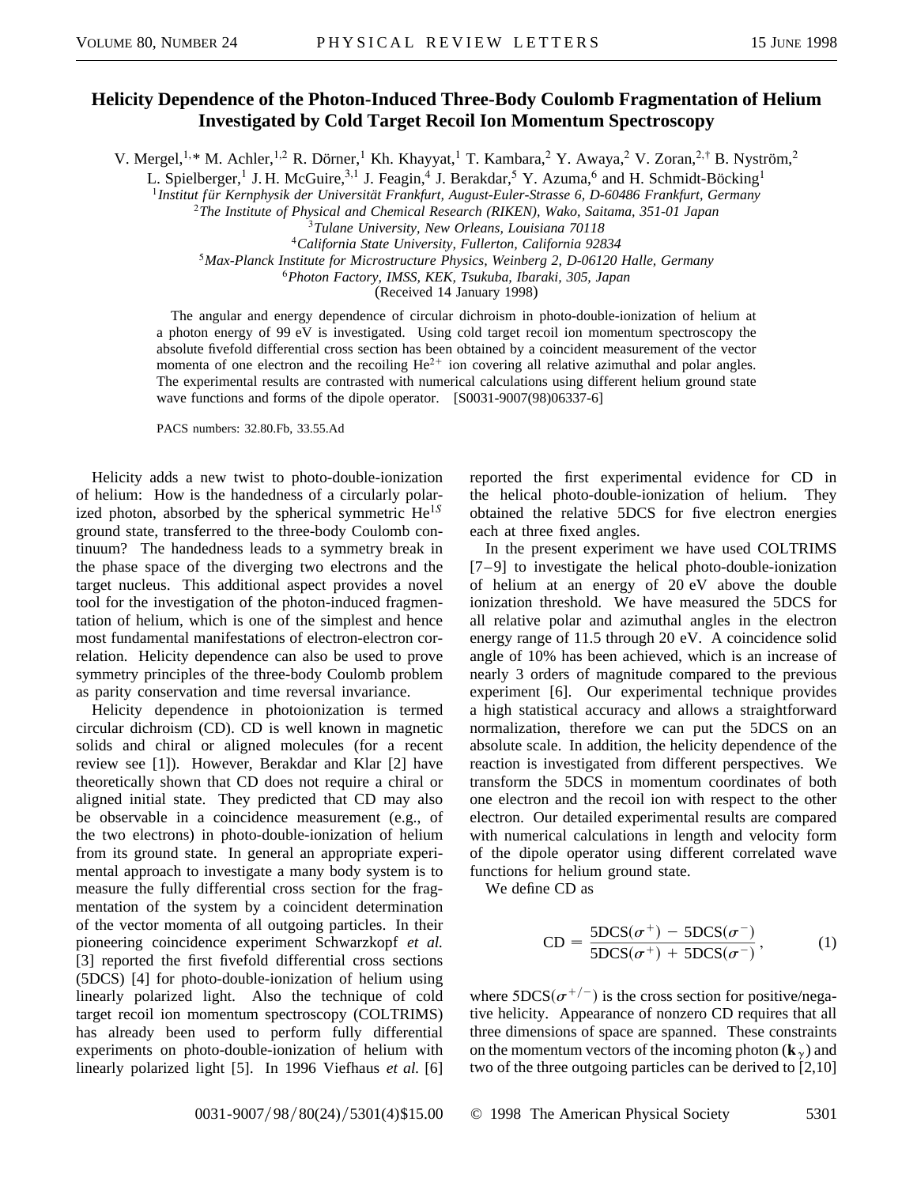# Helicity Dependence of the Photon-Induced Three-Body Coulomb Fragmentation of Helium Investigated by Cold Target Recoil Ion Momentum Spectroscopy

V. Mergel,[1,*] M. Achler,[1,2] R. Dörner,[1] Kh. Khayyat,[1] T. Kambara,[2] Y. Awaya,[2] V. Zoran,[2,†] B. Nyström,[2] L. Spielberger,[1] J. H. McGuire,[3,1] J. Feagin,[4] J. Berakdar,[5] Y. Azuma,[6] and H. Schmidt-Böcking[1]

[1] *Institut für Kernphysik der Universität Frankfurt, August-Euler-Strasse 6, D-60486 Frankfurt, Germany*
[2] *The Institute of Physical and Chemical Research (RIKEN), Wako, Saitama, 351-01 Japan*
[3] *Tulane University, New Orleans, Louisiana 70118*
[4] *California State University, Fullerton, California 92834*
[5] *Max-Planck Institute for Microstructure Physics, Weinberg 2, D-06120 Halle, Germany*
[6] *Photon Factory, IMSS, KEK, Tsukuba, Ibaraki, 305, Japan*

(Received 14 January 1998)

The angular and energy dependence of circular dichroism in photo-double-ionization of helium at a photon energy of 99 eV is investigated. Using cold target recoil ion momentum spectroscopy the absolute fivefold differential cross section has been obtained by a coincident measurement of the vector momenta of one electron and the recoiling $He^{2+}$ ion covering all relative azimuthal and polar angles. The experimental results are contrasted with numerical calculations using different helium ground state wave functions and forms of the dipole operator. [S0031-9007(98)06337-6]

PACS numbers: 32.80.Fb, 33.55.Ad

Helicity adds a new twist to photo-double-ionization of helium: How is the handedness of a circularly polarized photon, absorbed by the spherical symmetric $He^{1S}$ ground state, transferred to the three-body Coulomb continuum? The handedness leads to a symmetry break in the phase space of the diverging two electrons and the target nucleus. This additional aspect provides a novel tool for the investigation of the photon-induced fragmentation of helium, which is one of the simplest and hence most fundamental manifestations of electron-electron correlation. Helicity dependence can also be used to prove symmetry principles of the three-body Coulomb problem as parity conservation and time reversal invariance.

Helicity dependence in photoionization is termed circular dichroism (CD). CD is well known in magnetic solids and chiral or aligned molecules (for a recent review see [1]). However, Berakdar and Klar [2] have theoretically shown that CD does not require a chiral or aligned initial state. They predicted that CD may also be observable in a coincidence measurement (e.g., of the two electrons) in photo-double-ionization of helium from its ground state. In general an appropriate experimental approach to investigate a many body system is to measure the fully differential cross section for the fragmentation of the system by a coincident determination of the vector momenta of all outgoing particles. In their pioneering coincidence experiment Schwarzkopf *et al.* [3] reported the first fivefold differential cross sections (5DCS) [4] for photo-double-ionization of helium using linearly polarized light. Also the technique of cold target recoil ion momentum spectroscopy (COLTRIMS) has already been used to perform fully differential experiments on photo-double-ionization of helium with linearly polarized light [5]. In 1996 Viefhaus *et al.* [6] reported the first experimental evidence for CD in the helical photo-double-ionization of helium. They obtained the relative 5DCS for five electron energies each at three fixed angles.

In the present experiment we have used COLTRIMS [7–9] to investigate the helical photo-double-ionization of helium at an energy of 20 eV above the double ionization threshold. We have measured the 5DCS for all relative polar and azimuthal angles in the electron energy range of 11.5 through 20 eV. A coincidence solid angle of 10% has been achieved, which is an increase of nearly 3 orders of magnitude compared to the previous experiment [6]. Our experimental technique provides a high statistical accuracy and allows a straightforward normalization, therefore we can put the 5DCS on an absolute scale. In addition, the helicity dependence of the reaction is investigated from different perspectives. We transform the 5DCS in momentum coordinates of both one electron and the recoil ion with respect to the other electron. Our detailed experimental results are compared with numerical calculations in length and velocity form of the dipole operator using different correlated wave functions for helium ground state.

We define CD as

$$\mathrm{CD} = \frac{5\mathrm{DCS}(\sigma^{+}) - 5\mathrm{DCS}(\sigma^{-})}{5\mathrm{DCS}(\sigma^{+}) + 5\mathrm{DCS}(\sigma^{-})}, \tag{1}$$

where $5\mathrm{DCS}(\sigma^{+/-})$ is the cross section for positive/negative helicity. Appearance of nonzero CD requires that all three dimensions of space are spanned. These constraints on the momentum vectors of the incoming photon ($\mathbf{k}_\gamma$) and two of the three outgoing particles can be derived to [2,10]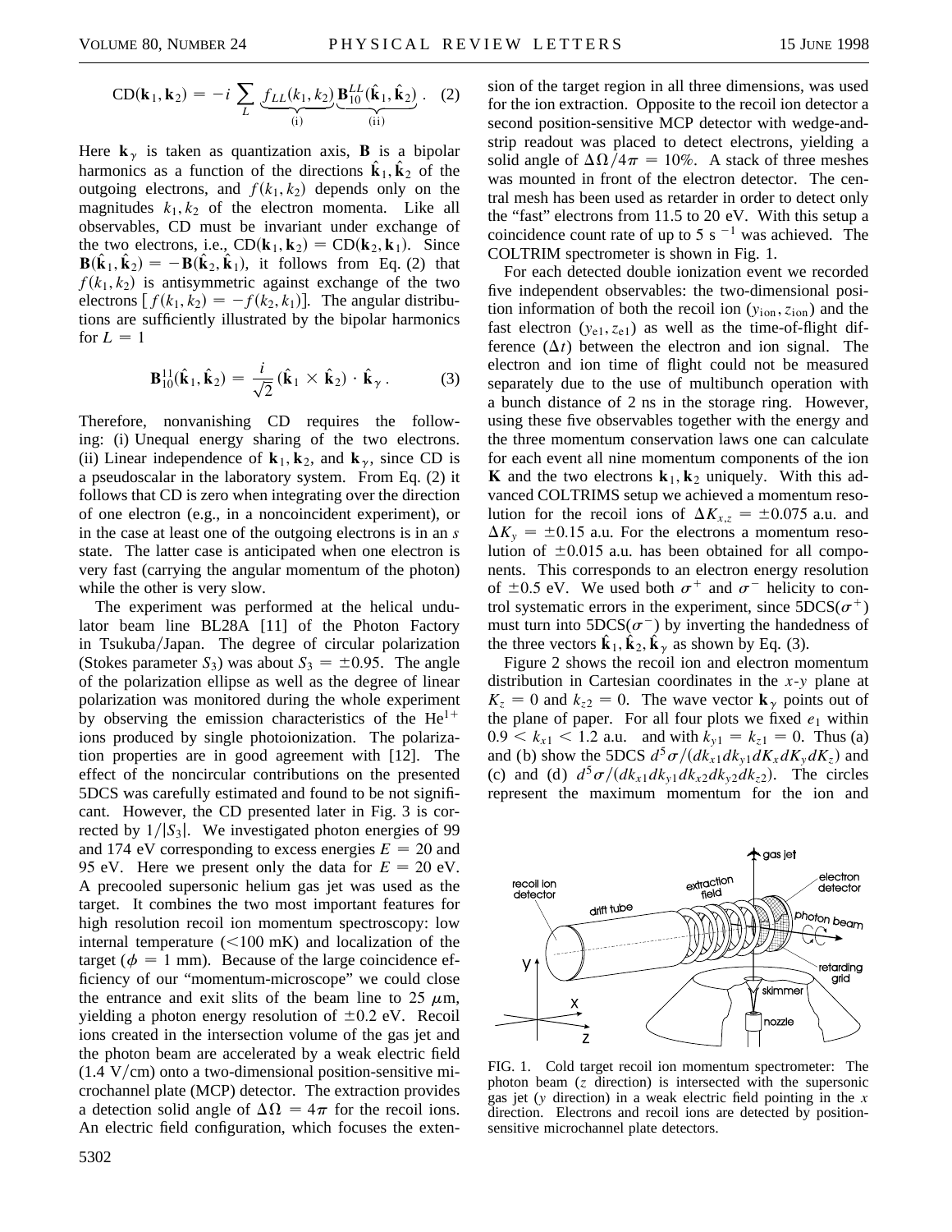$$\mathrm{CD}(\mathbf{k}_1, \mathbf{k}_2) = -i \sum_L \underbrace{f_{LL}(k_1, k_2)}_{\text{(i)}} \underbrace{\mathbf{B}_{10}^{LL}(\hat{\mathbf{k}}_1, \hat{\mathbf{k}}_2)}_{\text{(ii)}} . \quad (2)$$

Here $\mathbf{k}_\gamma$ is taken as quantization axis, $\mathbf{B}$ is a bipolar harmonics as a function of the directions $\hat{\mathbf{k}}_1, \hat{\mathbf{k}}_2$ of the outgoing electrons, and $f(k_1, k_2)$ depends only on the magnitudes $k_1, k_2$ of the electron momenta. Like all observables, CD must be invariant under exchange of the two electrons, i.e., $\mathrm{CD}(\mathbf{k}_1, \mathbf{k}_2) = \mathrm{CD}(\mathbf{k}_2, \mathbf{k}_1)$. Since $\mathbf{B}(\hat{\mathbf{k}}_1, \hat{\mathbf{k}}_2) = -\mathbf{B}(\hat{\mathbf{k}}_2, \hat{\mathbf{k}}_1)$, it follows from Eq. (2) that $f(k_1, k_2)$ is antisymmetric against exchange of the two electrons $[f(k_1, k_2) = -f(k_2, k_1)]$. The angular distributions are sufficiently illustrated by the bipolar harmonics for $L = 1$

$$\mathbf{B}_{10}^{11}(\hat{\mathbf{k}}_1, \hat{\mathbf{k}}_2) = \frac{i}{\sqrt{2}} (\hat{\mathbf{k}}_1 \times \hat{\mathbf{k}}_2) \cdot \hat{\mathbf{k}}_\gamma . \quad (3)$$

Therefore, nonvanishing CD requires the following: (i) Unequal energy sharing of the two electrons. (ii) Linear independence of $\mathbf{k}_1, \mathbf{k}_2$, and $\mathbf{k}_\gamma$, since CD is a pseudoscalar in the laboratory system. From Eq. (2) it follows that CD is zero when integrating over the direction of one electron (e.g., in a noncoincident experiment), or in the case at least one of the outgoing electrons is in an $s$ state. The latter case is anticipated when one electron is very fast (carrying the angular momentum of the photon) while the other is very slow.

The experiment was performed at the helical undulator beam line BL28A [11] of the Photon Factory in Tsukuba/Japan. The degree of circular polarization (Stokes parameter $S_3$) was about $S_3 = \pm 0.95$. The angle of the polarization ellipse as well as the degree of linear polarization was monitored during the whole experiment by observing the emission characteristics of the $\mathrm{He}^{1+}$ ions produced by single photoionization. The polarization properties are in good agreement with [12]. The effect of the noncircular contributions on the presented 5DCS was carefully estimated and found to be not significant. However, the CD presented later in Fig. 3 is corrected by $1/|S_3|$. We investigated photon energies of 99 and 174 eV corresponding to excess energies $E = 20$ and 95 eV. Here we present only the data for $E = 20$ eV. A precooled supersonic helium gas jet was used as the target. It combines the two most important features for high resolution recoil ion momentum spectroscopy: low internal temperature (<100 mK) and localization of the target ($\phi = 1$ mm). Because of the large coincidence efficiency of our "momentum-microscope" we could close the entrance and exit slits of the beam line to 25 $\mu$m, yielding a photon energy resolution of $\pm 0.2$ eV. Recoil ions created in the intersection volume of the gas jet and the photon beam are accelerated by a weak electric field (1.4 V/cm) onto a two-dimensional position-sensitive microchannel plate (MCP) detector. The extraction provides a detection solid angle of $\Delta\Omega = 4\pi$ for the recoil ions. An electric field configuration, which focuses the extension of the target region in all three dimensions, was used for the ion extraction. Opposite to the recoil ion detector a second position-sensitive MCP detector with wedge-and-strip readout was placed to detect electrons, yielding a solid angle of $\Delta\Omega/4\pi = 10\%$. A stack of three meshes was mounted in front of the electron detector. The central mesh has been used as retarder in order to detect only the "fast" electrons from 11.5 to 20 eV. With this setup a coincidence count rate of up to 5 s$^{-1}$ was achieved. The COLTRIM spectrometer is shown in Fig. 1.

For each detected double ionization event we recorded five independent observables: the two-dimensional position information of both the recoil ion $(y_{\mathrm{ion}}, z_{\mathrm{ion}})$ and the fast electron $(y_{\mathrm{e1}}, z_{\mathrm{e1}})$ as well as the time-of-flight difference $(\Delta t)$ between the electron and ion signal. The electron and ion time of flight could not be measured separately due to the use of multibunch operation with a bunch distance of 2 ns in the storage ring. However, using these five observables together with the energy and the three momentum conservation laws one can calculate for each event all nine momentum components of the ion $\mathbf{K}$ and the two electrons $\mathbf{k}_1, \mathbf{k}_2$ uniquely. With this advanced COLTRIMS setup we achieved a momentum resolution for the recoil ions of $\Delta K_{x,z} = \pm 0.075$ a.u. and $\Delta K_y = \pm 0.15$ a.u. For the electrons a momentum resolution of $\pm 0.015$ a.u. has been obtained for all components. This corresponds to an electron energy resolution of $\pm 0.5$ eV. We used both $\sigma^+$ and $\sigma^-$ helicity to control systematic errors in the experiment, since $5\mathrm{DCS}(\sigma^+)$ must turn into $5\mathrm{DCS}(\sigma^-)$ by inverting the handedness of the three vectors $\hat{\mathbf{k}}_1, \hat{\mathbf{k}}_2, \hat{\mathbf{k}}_\gamma$ as shown by Eq. (3).

Figure 2 shows the recoil ion and electron momentum distribution in Cartesian coordinates in the $x$-$y$ plane at $K_z = 0$ and $k_{z2} = 0$. The wave vector $\mathbf{k}_\gamma$ points out of the plane of paper. For all four plots we fixed $e_1$ within $0.9 < k_{x1} < 1.2$ a.u. and with $k_{y1} = k_{z1} = 0$. Thus (a) and (b) show the 5DCS $d^5\sigma/(dk_{x1}dk_{y1}dK_x dK_y dK_z)$ and (c) and (d) $d^5\sigma/(dk_{x1}dk_{y1}dk_{x2}dk_{y2}dk_{z2})$. The circles represent the maximum momentum for the ion and

FIG. 1. Cold target recoil ion momentum spectrometer: The photon beam ($z$ direction) is intersected with the supersonic gas jet ($y$ direction) in a weak electric field pointing in the $x$ direction. Electrons and recoil ions are detected by position-sensitive microchannel plate detectors.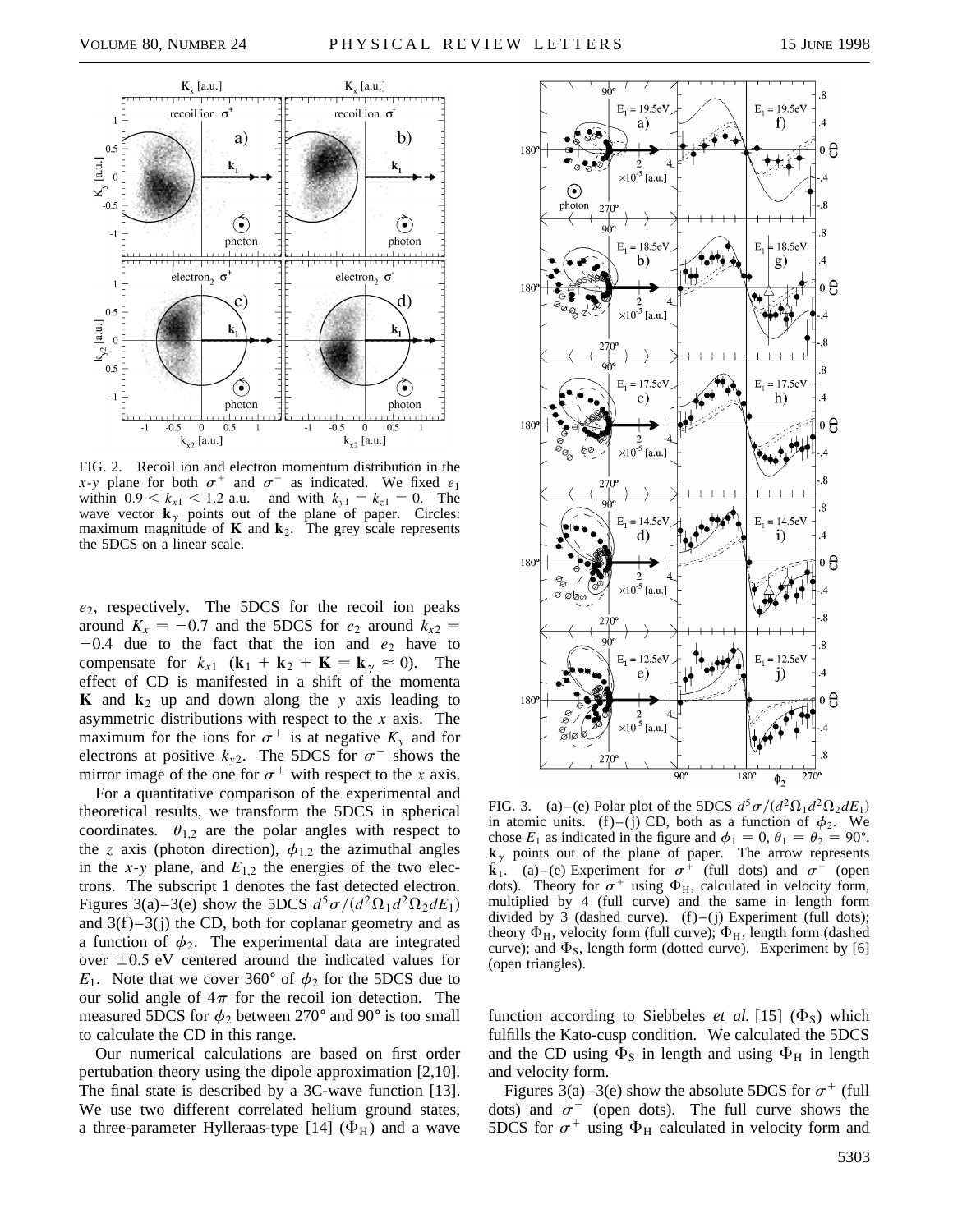FIG. 2. Recoil ion and electron momentum distribution in the $x$-$y$ plane for both $\sigma^+$ and $\sigma^-$ as indicated. We fixed $e_1$ within $0.9 < k_{x1} < 1.2$ a.u. and with $k_{y1} = k_{z1} = 0$. The wave vector $\mathbf{k}_\gamma$ points out of the plane of paper. Circles: maximum magnitude of $\mathbf{K}$ and $\mathbf{k}_2$. The grey scale represents the 5DCS on a linear scale.

$e_2$, respectively. The 5DCS for the recoil ion peaks around $K_x = -0.7$ and the 5DCS for $e_2$ around $k_{x2} = -0.4$ due to the fact that the ion and $e_2$ have to compensate for $k_{x1}$ ($\mathbf{k}_1 + \mathbf{k}_2 + \mathbf{K} = \mathbf{k}_\gamma \approx 0$). The effect of CD is manifested in a shift of the momenta $\mathbf{K}$ and $\mathbf{k}_2$ up and down along the $y$ axis leading to asymmetric distributions with respect to the $x$ axis. The maximum for the ions for $\sigma^+$ is at negative $K_y$ and for electrons at positive $k_{y2}$. The 5DCS for $\sigma^-$ shows the mirror image of the one for $\sigma^+$ with respect to the $x$ axis.

For a quantitative comparison of the experimental and theoretical results, we transform the 5DCS in spherical coordinates. $\theta_{1,2}$ are the polar angles with respect to the $z$ axis (photon direction), $\phi_{1,2}$ the azimuthal angles in the $x$-$y$ plane, and $E_{1,2}$ the energies of the two electrons. The subscript 1 denotes the fast detected electron. Figures 3(a)–3(e) show the 5DCS $d^5\sigma/(d^2\Omega_1 d^2\Omega_2 dE_1)$ and 3(f)–3(j) the CD, both for coplanar geometry and as a function of $\phi_2$. The experimental data are integrated over $\pm 0.5$ eV centered around the indicated values for $E_1$. Note that we cover 360° of $\phi_2$ for the 5DCS due to our solid angle of $4\pi$ for the recoil ion detection. The measured 5DCS for $\phi_2$ between 270° and 90° is too small to calculate the CD in this range.

Our numerical calculations are based on first order pertubation theory using the dipole approximation [2,10]. The final state is described by a 3C-wave function [13]. We use two different correlated helium ground states, a three-parameter Hylleraas-type [14] ($\Phi_H$) and a wave function according to Siebbeles *et al.* [15] ($\Phi_S$) which fulfills the Kato-cusp condition. We calculated the 5DCS and the CD using $\Phi_S$ in length and using $\Phi_H$ in length and velocity form.

FIG. 3. (a)–(e) Polar plot of the 5DCS $d^5\sigma/(d^2\Omega_1 d^2\Omega_2 dE_1)$ in atomic units. (f)–(j) CD, both as a function of $\phi_2$. We chose $E_1$ as indicated in the figure and $\phi_1 = 0$, $\theta_1 = \theta_2 = 90°$. $\mathbf{k}_\gamma$ points out of the plane of paper. The arrow represents $\hat{\mathbf{k}}_1$. (a)–(e) Experiment for $\sigma^+$ (full dots) and $\sigma^-$ (open dots). Theory for $\sigma^+$ using $\Phi_H$, calculated in velocity form, multiplied by 4 (full curve) and the same in length form divided by 3 (dashed curve). (f)–(j) Experiment (full dots); theory $\Phi_H$, velocity form (full curve); $\Phi_H$, length form (dashed curve); and $\Phi_S$, length form (dotted curve). Experiment by [6] (open triangles).

Figures 3(a)–3(e) show the absolute 5DCS for $\sigma^+$ (full dots) and $\sigma^-$ (open dots). The full curve shows the 5DCS for $\sigma^+$ using $\Phi_H$ calculated in velocity form and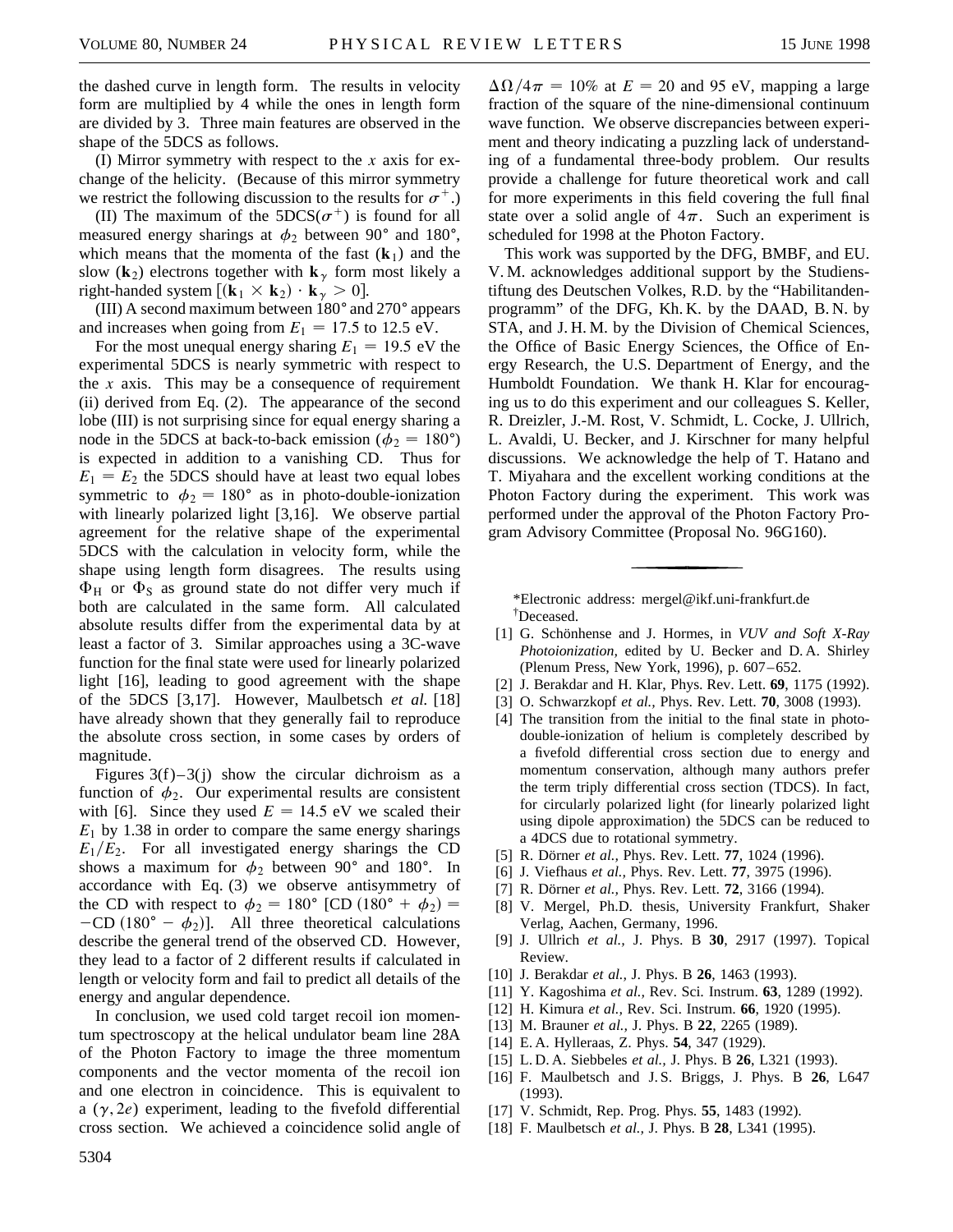the dashed curve in length form. The results in velocity form are multiplied by 4 while the ones in length form are divided by 3. Three main features are observed in the shape of the 5DCS as follows.

(I) Mirror symmetry with respect to the $x$ axis for exchange of the helicity. (Because of this mirror symmetry we restrict the following discussion to the results for $\sigma^+$.)

(II) The maximum of the 5DCS($\sigma^+$) is found for all measured energy sharings at $\phi_2$ between 90° and 180°, which means that the momenta of the fast ($\mathbf{k}_1$) and the slow ($\mathbf{k}_2$) electrons together with $\mathbf{k}_\gamma$ form most likely a right-handed system $[(\mathbf{k}_1 \times \mathbf{k}_2) \cdot \mathbf{k}_\gamma > 0]$.

(III) A second maximum between 180° and 270° appears and increases when going from $E_1 = 17.5$ to 12.5 eV.

For the most unequal energy sharing $E_1 = 19.5$ eV the experimental 5DCS is nearly symmetric with respect to the $x$ axis. This may be a consequence of requirement (ii) derived from Eq. (2). The appearance of the second lobe (III) is not surprising since for equal energy sharing a node in the 5DCS at back-to-back emission ($\phi_2 = 180°$) is expected in addition to a vanishing CD. Thus for $E_1 = E_2$ the 5DCS should have at least two equal lobes symmetric to $\phi_2 = 180°$ as in photo-double-ionization with linearly polarized light [3,16]. We observe partial agreement for the relative shape of the experimental 5DCS with the calculation in velocity form, while the shape using length form disagrees. The results using $\Phi_H$ or $\Phi_S$ as ground state do not differ very much if both are calculated in the same form. All calculated absolute results differ from the experimental data by at least a factor of 3. Similar approaches using a 3C-wave function for the final state were used for linearly polarized light [16], leading to good agreement with the shape of the 5DCS [3,17]. However, Maulbetsch *et al.* [18] have already shown that they generally fail to reproduce the absolute cross section, in some cases by orders of magnitude.

Figures 3(f)–3(j) show the circular dichroism as a function of $\phi_2$. Our experimental results are consistent with [6]. Since they used $E = 14.5$ eV we scaled their $E_1$ by 1.38 in order to compare the same energy sharings $E_1/E_2$. For all investigated energy sharings the CD shows a maximum for $\phi_2$ between 90° and 180°. In accordance with Eq. (3) we observe antisymmetry of the CD with respect to $\phi_2 = 180°$ [CD $(180° + \phi_2) = -$CD $(180° - \phi_2)$]. All three theoretical calculations describe the general trend of the observed CD. However, they lead to a factor of 2 different results if calculated in length or velocity form and fail to predict all details of the energy and angular dependence.

In conclusion, we used cold target recoil ion momentum spectroscopy at the helical undulator beam line 28A of the Photon Factory to image the three momentum components and the vector momenta of the recoil ion and one electron in coincidence. This is equivalent to a $(\gamma, 2e)$ experiment, leading to the fivefold differential cross section. We achieved a coincidence solid angle of $\Delta\Omega/4\pi = 10\%$ at $E = 20$ and 95 eV, mapping a large fraction of the square of the nine-dimensional continuum wave function. We observe discrepancies between experiment and theory indicating a puzzling lack of understanding of a fundamental three-body problem. Our results provide a challenge for future theoretical work and call for more experiments in this field covering the full final state over a solid angle of $4\pi$. Such an experiment is scheduled for 1998 at the Photon Factory.

This work was supported by the DFG, BMBF, and EU. V. M. acknowledges additional support by the Studienstiftung des Deutschen Volkes, R.D. by the "Habilitandenprogramm" of the DFG, Kh. K. by the DAAD, B. N. by STA, and J. H. M. by the Division of Chemical Sciences, the Office of Basic Energy Sciences, the Office of Energy Research, the U.S. Department of Energy, and the Humboldt Foundation. We thank H. Klar for encouraging us to do this experiment and our colleagues S. Keller, R. Dreizler, J.-M. Rost, V. Schmidt, L. Cocke, J. Ullrich, L. Avaldi, U. Becker, and J. Kirschner for many helpful discussions. We acknowledge the help of T. Hatano and T. Miyahara and the excellent working conditions at the Photon Factory during the experiment. This work was performed under the approval of the Photon Factory Program Advisory Committee (Proposal No. 96G160).

---

*Electronic address: mergel@ikf.uni-frankfurt.de
†Deceased.

[1] G. Schönhense and J. Hormes, in *VUV and Soft X-Ray Photoionization,* edited by U. Becker and D. A. Shirley (Plenum Press, New York, 1996), p. 607–652.
[2] J. Berakdar and H. Klar, Phys. Rev. Lett. **69**, 1175 (1992).
[3] O. Schwarzkopf *et al.,* Phys. Rev. Lett. **70**, 3008 (1993).
[4] The transition from the initial to the final state in photo-double-ionization of helium is completely described by a fivefold differential cross section due to energy and momentum conservation, although many authors prefer the term triply differential cross section (TDCS). In fact, for circularly polarized light (for linearly polarized light using dipole approximation) the 5DCS can be reduced to a 4DCS due to rotational symmetry.
[5] R. Dörner *et al.,* Phys. Rev. Lett. **77**, 1024 (1996).
[6] J. Viefhaus *et al.,* Phys. Rev. Lett. **77**, 3975 (1996).
[7] R. Dörner *et al.,* Phys. Rev. Lett. **72**, 3166 (1994).
[8] V. Mergel, Ph.D. thesis, University Frankfurt, Shaker Verlag, Aachen, Germany, 1996.
[9] J. Ullrich *et al.,* J. Phys. B **30**, 2917 (1997). Topical Review.
[10] J. Berakdar *et al.,* J. Phys. B **26**, 1463 (1993).
[11] Y. Kagoshima *et al.,* Rev. Sci. Instrum. **63**, 1289 (1992).
[12] H. Kimura *et al.,* Rev. Sci. Instrum. **66**, 1920 (1995).
[13] M. Brauner *et al.,* J. Phys. B **22**, 2265 (1989).
[14] E. A. Hylleraas, Z. Phys. **54**, 347 (1929).
[15] L. D. A. Siebbeles *et al.,* J. Phys. B **26**, L321 (1993).
[16] F. Maulbetsch and J. S. Briggs, J. Phys. B **26**, L647 (1993).
[17] V. Schmidt, Rep. Prog. Phys. **55**, 1483 (1992).
[18] F. Maulbetsch *et al.,* J. Phys. B **28**, L341 (1995).